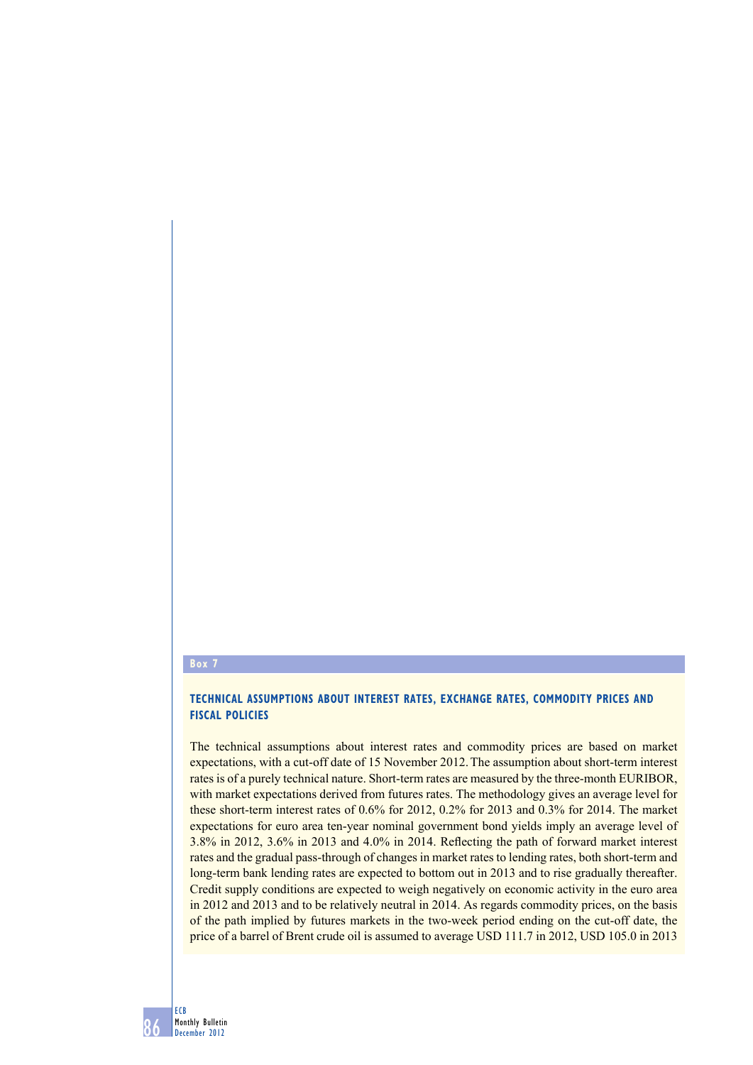**Box 7**

### TECHNICAL ASSUMPTIONS ABOUT INTEREST RATES, EXCHANGE RATES, COMMODITY PRICES AND FISCAL POLICIES

The technical assumptions about interest rates and commodity prices are based on market expectations, with a cut-off date of 15 November 2012. The assumption about short-term interest rates is of a purely technical nature. Short-term rates are measured by the three-month EURIBOR, with market expectations derived from futures rates. The methodology gives an average level for these short-term interest rates of 0.6% for 2012, 0.2% for 2013 and 0.3% for 2014. The market expectations for euro area ten-year nominal government bond yields imply an average level of 3.8% in 2012, 3.6% in 2013 and 4.0% in 2014. Reflecting the path of forward market interest rates and the gradual pass-through of changes in market rates to lending rates, both short-term and long-term bank lending rates are expected to bottom out in 2013 and to rise gradually thereafter. Credit supply conditions are expected to weigh negatively on economic activity in the euro area in 2012 and 2013 and to be relatively neutral in 2014. As regards commodity prices, on the basis of the path implied by futures markets in the two-week period ending on the cut-off date, the price of a barrel of Brent crude oil is assumed to average USD 111.7 in 2012, USD 105.0 in 2013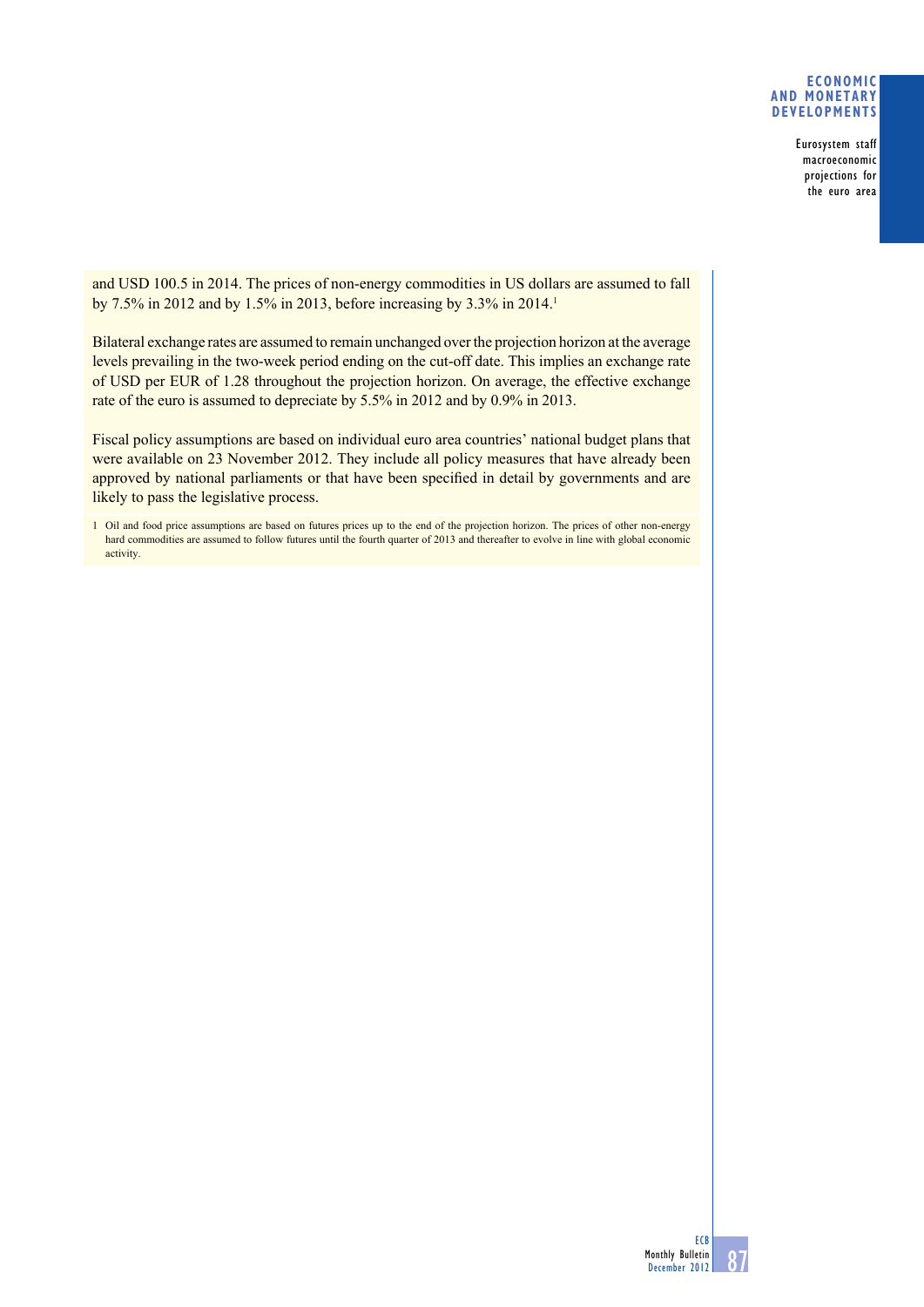and USD 100.5 in 2014. The prices of non-energy commodities in US dollars are assumed to fall by 7.5% in 2012 and by 1.5% in 2013, before increasing by 3.3% in 2014.[1]

Bilateral exchange rates are assumed to remain unchanged over the projection horizon at the average levels prevailing in the two-week period ending on the cut-off date. This implies an exchange rate of USD per EUR of 1.28 throughout the projection horizon. On average, the effective exchange rate of the euro is assumed to depreciate by 5.5% in 2012 and by 0.9% in 2013.

Fiscal policy assumptions are based on individual euro area countries' national budget plans that were available on 23 November 2012. They include all policy measures that have already been approved by national parliaments or that have been specified in detail by governments and are likely to pass the legislative process.

1 Oil and food price assumptions are based on futures prices up to the end of the projection horizon. The prices of other non-energy hard commodities are assumed to follow futures until the fourth quarter of 2013 and thereafter to evolve in line with global economic activity.